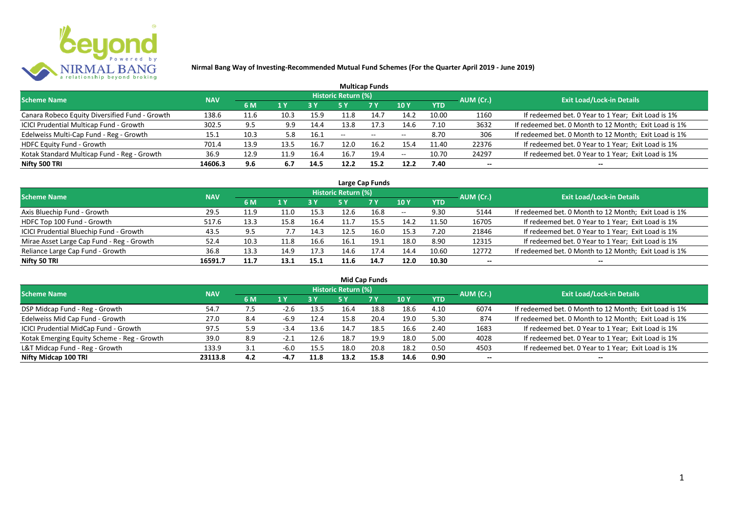**Nirmal Bang Way of Investing-Recommended Mutual Fund Schemes (For the Quarter April 2019 - June 2019)**

## Multicap Funds

| Scheme Name | NAV | Historic Return (%) | | | | | | | AUM (Cr.) | Exit Load/Lock-in Details |
|---|---|---|---|---|---|---|---|---|---|---|
| | | 6 M | 1 Y | 3 Y | 5 Y | 7 Y | 10 Y | YTD | | |
| Canara Robeco Equity Diversified Fund - Growth | 138.6 | 11.6 | 10.3 | 15.9 | 11.8 | 14.7 | 14.2 | 10.00 | 1160 | If redeemed bet. 0 Year to 1 Year; Exit Load is 1% |
| ICICI Prudential Multicap Fund - Growth | 302.5 | 9.5 | 9.9 | 14.4 | 13.8 | 17.3 | 14.6 | 7.10 | 3632 | If redeemed bet. 0 Month to 12 Month; Exit Load is 1% |
| Edelweiss Multi-Cap Fund - Reg - Growth | 15.1 | 10.3 | 5.8 | 16.1 | -- | -- | -- | 8.70 | 306 | If redeemed bet. 0 Month to 12 Month; Exit Load is 1% |
| HDFC Equity Fund - Growth | 701.4 | 13.9 | 13.5 | 16.7 | 12.0 | 16.2 | 15.4 | 11.40 | 22376 | If redeemed bet. 0 Year to 1 Year; Exit Load is 1% |
| Kotak Standard Multicap Fund - Reg - Growth | 36.9 | 12.9 | 11.9 | 16.4 | 16.7 | 19.4 | -- | 10.70 | 24297 | If redeemed bet. 0 Year to 1 Year; Exit Load is 1% |
| **Nifty 500 TRI** | **14606.3** | **9.6** | **6.7** | **14.5** | **12.2** | **15.2** | **12.2** | **7.40** | **--** | **--** |

## Large Cap Funds

| Scheme Name | NAV | Historic Return (%) | | | | | | | AUM (Cr.) | Exit Load/Lock-in Details |
|---|---|---|---|---|---|---|---|---|---|---|
| | | 6 M | 1 Y | 3 Y | 5 Y | 7 Y | 10 Y | YTD | | |
| Axis Bluechip Fund - Growth | 29.5 | 11.9 | 11.0 | 15.3 | 12.6 | 16.8 | -- | 9.30 | 5144 | If redeemed bet. 0 Month to 12 Month; Exit Load is 1% |
| HDFC Top 100 Fund - Growth | 517.6 | 13.3 | 15.8 | 16.4 | 11.7 | 15.5 | 14.2 | 11.50 | 16705 | If redeemed bet. 0 Year to 1 Year; Exit Load is 1% |
| ICICI Prudential Bluechip Fund - Growth | 43.5 | 9.5 | 7.7 | 14.3 | 12.5 | 16.0 | 15.3 | 7.20 | 21846 | If redeemed bet. 0 Year to 1 Year; Exit Load is 1% |
| Mirae Asset Large Cap Fund - Reg - Growth | 52.4 | 10.3 | 11.8 | 16.6 | 16.1 | 19.1 | 18.0 | 8.90 | 12315 | If redeemed bet. 0 Year to 1 Year; Exit Load is 1% |
| Reliance Large Cap Fund - Growth | 36.8 | 13.3 | 14.9 | 17.3 | 14.6 | 17.4 | 14.4 | 10.60 | 12772 | If redeemed bet. 0 Month to 12 Month; Exit Load is 1% |
| **Nifty 50 TRI** | **16591.7** | **11.7** | **13.1** | **15.1** | **11.6** | **14.7** | **12.0** | **10.30** | **--** | **--** |

## Mid Cap Funds

| Scheme Name | NAV | Historic Return (%) | | | | | | | AUM (Cr.) | Exit Load/Lock-in Details |
|---|---|---|---|---|---|---|---|---|---|---|
| | | 6 M | 1 Y | 3 Y | 5 Y | 7 Y | 10 Y | YTD | | |
| DSP Midcap Fund - Reg - Growth | 54.7 | 7.5 | -2.6 | 13.5 | 16.4 | 18.8 | 18.6 | 4.10 | 6074 | If redeemed bet. 0 Month to 12 Month; Exit Load is 1% |
| Edelweiss Mid Cap Fund - Growth | 27.0 | 8.4 | -6.9 | 12.4 | 15.8 | 20.4 | 19.0 | 5.30 | 874 | If redeemed bet. 0 Month to 12 Month; Exit Load is 1% |
| ICICI Prudential MidCap Fund - Growth | 97.5 | 5.9 | -3.4 | 13.6 | 14.7 | 18.5 | 16.6 | 2.40 | 1683 | If redeemed bet. 0 Year to 1 Year; Exit Load is 1% |
| Kotak Emerging Equity Scheme - Reg - Growth | 39.0 | 8.9 | -2.1 | 12.6 | 18.7 | 19.9 | 18.0 | 5.00 | 4028 | If redeemed bet. 0 Year to 1 Year; Exit Load is 1% |
| L&T Midcap Fund - Reg - Growth | 133.9 | 3.1 | -6.0 | 15.5 | 18.0 | 20.8 | 18.2 | 0.50 | 4503 | If redeemed bet. 0 Year to 1 Year; Exit Load is 1% |
| **Nifty Midcap 100 TRI** | **23113.8** | **4.2** | **-4.7** | **11.8** | **13.2** | **15.8** | **14.6** | **0.90** | **--** | **--** |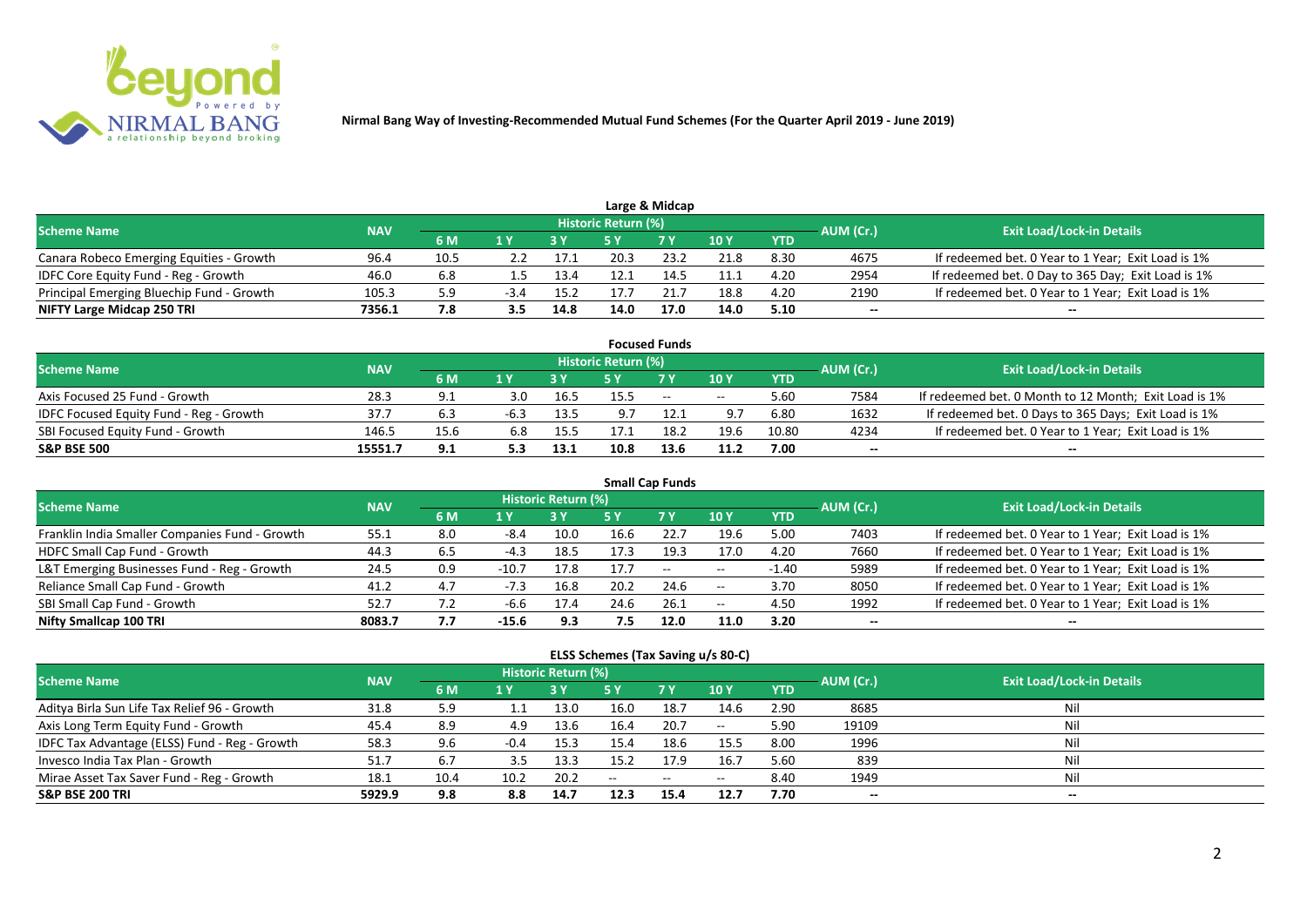**Nirmal Bang Way of Investing-Recommended Mutual Fund Schemes (For the Quarter April 2019 - June 2019)**

## Large & Midcap

| Scheme Name | NAV | Historic Return (%) | | | | | | | AUM (Cr.) | Exit Load/Lock-in Details |
|---|---|---|---|---|---|---|---|---|---|---|
| | | 6 M | 1 Y | 3 Y | 5 Y | 7 Y | 10 Y | YTD | | |
| Canara Robeco Emerging Equities - Growth | 96.4 | 10.5 | 2.2 | 17.1 | 20.3 | 23.2 | 21.8 | 8.30 | 4675 | If redeemed bet. 0 Year to 1 Year; Exit Load is 1% |
| IDFC Core Equity Fund - Reg - Growth | 46.0 | 6.8 | 1.5 | 13.4 | 12.1 | 14.5 | 11.1 | 4.20 | 2954 | If redeemed bet. 0 Day to 365 Day; Exit Load is 1% |
| Principal Emerging Bluechip Fund - Growth | 105.3 | 5.9 | -3.4 | 15.2 | 17.7 | 21.7 | 18.8 | 4.20 | 2190 | If redeemed bet. 0 Year to 1 Year; Exit Load is 1% |
| **NIFTY Large Midcap 250 TRI** | **7356.1** | **7.8** | **3.5** | **14.8** | **14.0** | **17.0** | **14.0** | **5.10** | **--** | **--** |

## Focused Funds

| Scheme Name | NAV | Historic Return (%) | | | | | | | AUM (Cr.) | Exit Load/Lock-in Details |
|---|---|---|---|---|---|---|---|---|---|---|
| | | 6 M | 1 Y | 3 Y | 5 Y | 7 Y | 10 Y | YTD | | |
| Axis Focused 25 Fund - Growth | 28.3 | 9.1 | 3.0 | 16.5 | 15.5 | -- | -- | 5.60 | 7584 | If redeemed bet. 0 Month to 12 Month; Exit Load is 1% |
| IDFC Focused Equity Fund - Reg - Growth | 37.7 | 6.3 | -6.3 | 13.5 | 9.7 | 12.1 | 9.7 | 6.80 | 1632 | If redeemed bet. 0 Days to 365 Days; Exit Load is 1% |
| SBI Focused Equity Fund - Growth | 146.5 | 15.6 | 6.8 | 15.5 | 17.1 | 18.2 | 19.6 | 10.80 | 4234 | If redeemed bet. 0 Year to 1 Year; Exit Load is 1% |
| **S&P BSE 500** | **15551.7** | **9.1** | **5.3** | **13.1** | **10.8** | **13.6** | **11.2** | **7.00** | **--** | **--** |

## Small Cap Funds

| Scheme Name | NAV | Historic Return (%) | | | | | | | AUM (Cr.) | Exit Load/Lock-in Details |
|---|---|---|---|---|---|---|---|---|---|---|
| | | 6 M | 1 Y | 3 Y | 5 Y | 7 Y | 10 Y | YTD | | |
| Franklin India Smaller Companies Fund - Growth | 55.1 | 8.0 | -8.4 | 10.0 | 16.6 | 22.7 | 19.6 | 5.00 | 7403 | If redeemed bet. 0 Year to 1 Year; Exit Load is 1% |
| HDFC Small Cap Fund - Growth | 44.3 | 6.5 | -4.3 | 18.5 | 17.3 | 19.3 | 17.0 | 4.20 | 7660 | If redeemed bet. 0 Year to 1 Year; Exit Load is 1% |
| L&T Emerging Businesses Fund - Reg - Growth | 24.5 | 0.9 | -10.7 | 17.8 | 17.7 | -- | -- | -1.40 | 5989 | If redeemed bet. 0 Year to 1 Year; Exit Load is 1% |
| Reliance Small Cap Fund - Growth | 41.2 | 4.7 | -7.3 | 16.8 | 20.2 | 24.6 | -- | 3.70 | 8050 | If redeemed bet. 0 Year to 1 Year; Exit Load is 1% |
| SBI Small Cap Fund - Growth | 52.7 | 7.2 | -6.6 | 17.4 | 24.6 | 26.1 | -- | 4.50 | 1992 | If redeemed bet. 0 Year to 1 Year; Exit Load is 1% |
| **Nifty Smallcap 100 TRI** | **8083.7** | **7.7** | **-15.6** | **9.3** | **7.5** | **12.0** | **11.0** | **3.20** | **--** | **--** |

## ELSS Schemes (Tax Saving u/s 80-C)

| Scheme Name | NAV | Historic Return (%) | | | | | | | AUM (Cr.) | Exit Load/Lock-in Details |
|---|---|---|---|---|---|---|---|---|---|---|
| | | 6 M | 1 Y | 3 Y | 5 Y | 7 Y | 10 Y | YTD | | |
| Aditya Birla Sun Life Tax Relief 96 - Growth | 31.8 | 5.9 | 1.1 | 13.0 | 16.0 | 18.7 | 14.6 | 2.90 | 8685 | Nil |
| Axis Long Term Equity Fund - Growth | 45.4 | 8.9 | 4.9 | 13.6 | 16.4 | 20.7 | -- | 5.90 | 19109 | Nil |
| IDFC Tax Advantage (ELSS) Fund - Reg - Growth | 58.3 | 9.6 | -0.4 | 15.3 | 15.4 | 18.6 | 15.5 | 8.00 | 1996 | Nil |
| Invesco India Tax Plan - Growth | 51.7 | 6.7 | 3.5 | 13.3 | 15.2 | 17.9 | 16.7 | 5.60 | 839 | Nil |
| Mirae Asset Tax Saver Fund - Reg - Growth | 18.1 | 10.4 | 10.2 | 20.2 | -- | -- | -- | 8.40 | 1949 | Nil |
| **S&P BSE 200 TRI** | **5929.9** | **9.8** | **8.8** | **14.7** | **12.3** | **15.4** | **12.7** | **7.70** | **--** | **--** |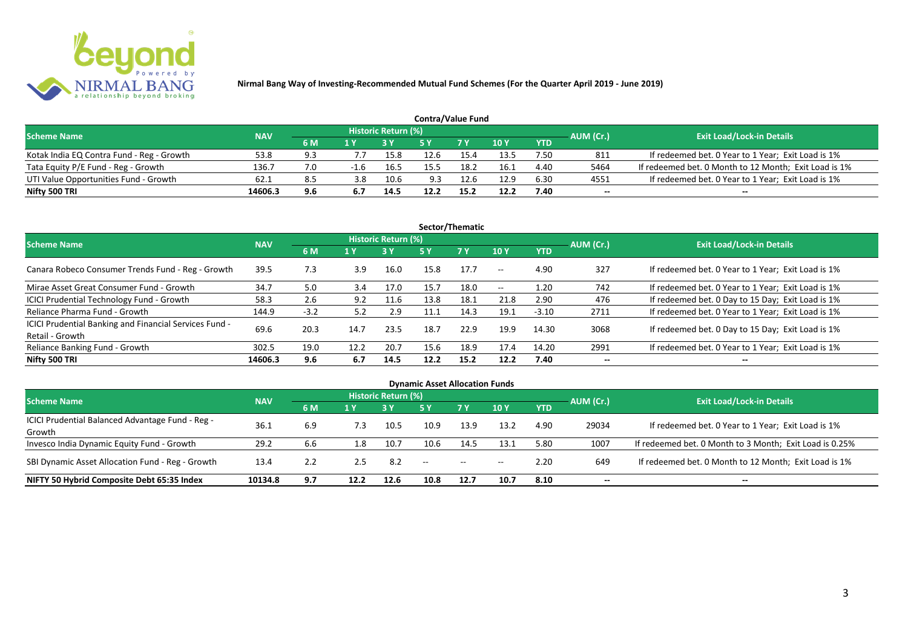**Nirmal Bang Way of Investing-Recommended Mutual Fund Schemes (For the Quarter April 2019 - June 2019)**

### Contra/Value Fund

| Scheme Name | NAV | Historic Return (%) | | | | | | | AUM (Cr.) | Exit Load/Lock-in Details |
|---|---|---|---|---|---|---|---|---|---|---|
| | | 6 M | 1 Y | 3 Y | 5 Y | 7 Y | 10 Y | YTD | | |
| Kotak India EQ Contra Fund - Reg - Growth | 53.8 | 9.3 | 7.7 | 15.8 | 12.6 | 15.4 | 13.5 | 7.50 | 811 | If redeemed bet. 0 Year to 1 Year; Exit Load is 1% |
| Tata Equity P/E Fund - Reg - Growth | 136.7 | 7.0 | -1.6 | 16.5 | 15.5 | 18.2 | 16.1 | 4.40 | 5464 | If redeemed bet. 0 Month to 12 Month; Exit Load is 1% |
| UTI Value Opportunities Fund - Growth | 62.1 | 8.5 | 3.8 | 10.6 | 9.3 | 12.6 | 12.9 | 6.30 | 4551 | If redeemed bet. 0 Year to 1 Year; Exit Load is 1% |
| **Nifty 500 TRI** | **14606.3** | **9.6** | **6.7** | **14.5** | **12.2** | **15.2** | **12.2** | **7.40** | **--** | **--** |

### Sector/Thematic

| Scheme Name | NAV | Historic Return (%) | | | | | | | AUM (Cr.) | Exit Load/Lock-in Details |
|---|---|---|---|---|---|---|---|---|---|---|
| | | 6 M | 1 Y | 3 Y | 5 Y | 7 Y | 10 Y | YTD | | |
| Canara Robeco Consumer Trends Fund - Reg - Growth | 39.5 | 7.3 | 3.9 | 16.0 | 15.8 | 17.7 | -- | 4.90 | 327 | If redeemed bet. 0 Year to 1 Year; Exit Load is 1% |
| Mirae Asset Great Consumer Fund - Growth | 34.7 | 5.0 | 3.4 | 17.0 | 15.7 | 18.0 | -- | 1.20 | 742 | If redeemed bet. 0 Year to 1 Year; Exit Load is 1% |
| ICICI Prudential Technology Fund - Growth | 58.3 | 2.6 | 9.2 | 11.6 | 13.8 | 18.1 | 21.8 | 2.90 | 476 | If redeemed bet. 0 Day to 15 Day; Exit Load is 1% |
| Reliance Pharma Fund - Growth | 144.9 | -3.2 | 5.2 | 2.9 | 11.1 | 14.3 | 19.1 | -3.10 | 2711 | If redeemed bet. 0 Year to 1 Year; Exit Load is 1% |
| ICICI Prudential Banking and Financial Services Fund - Retail - Growth | 69.6 | 20.3 | 14.7 | 23.5 | 18.7 | 22.9 | 19.9 | 14.30 | 3068 | If redeemed bet. 0 Day to 15 Day; Exit Load is 1% |
| Reliance Banking Fund - Growth | 302.5 | 19.0 | 12.2 | 20.7 | 15.6 | 18.9 | 17.4 | 14.20 | 2991 | If redeemed bet. 0 Year to 1 Year; Exit Load is 1% |
| **Nifty 500 TRI** | **14606.3** | **9.6** | **6.7** | **14.5** | **12.2** | **15.2** | **12.2** | **7.40** | **--** | **--** |

### Dynamic Asset Allocation Funds

| Scheme Name | NAV | Historic Return (%) | | | | | | | AUM (Cr.) | Exit Load/Lock-in Details |
|---|---|---|---|---|---|---|---|---|---|---|
| | | 6 M | 1 Y | 3 Y | 5 Y | 7 Y | 10 Y | YTD | | |
| ICICI Prudential Balanced Advantage Fund - Reg - Growth | 36.1 | 6.9 | 7.3 | 10.5 | 10.9 | 13.9 | 13.2 | 4.90 | 29034 | If redeemed bet. 0 Year to 1 Year; Exit Load is 1% |
| Invesco India Dynamic Equity Fund - Growth | 29.2 | 6.6 | 1.8 | 10.7 | 10.6 | 14.5 | 13.1 | 5.80 | 1007 | If redeemed bet. 0 Month to 3 Month; Exit Load is 0.25% |
| SBI Dynamic Asset Allocation Fund - Reg - Growth | 13.4 | 2.2 | 2.5 | 8.2 | -- | -- | -- | 2.20 | 649 | If redeemed bet. 0 Month to 12 Month; Exit Load is 1% |
| **NIFTY 50 Hybrid Composite Debt 65:35 Index** | **10134.8** | **9.7** | **12.2** | **12.6** | **10.8** | **12.7** | **10.7** | **8.10** | **--** | **--** |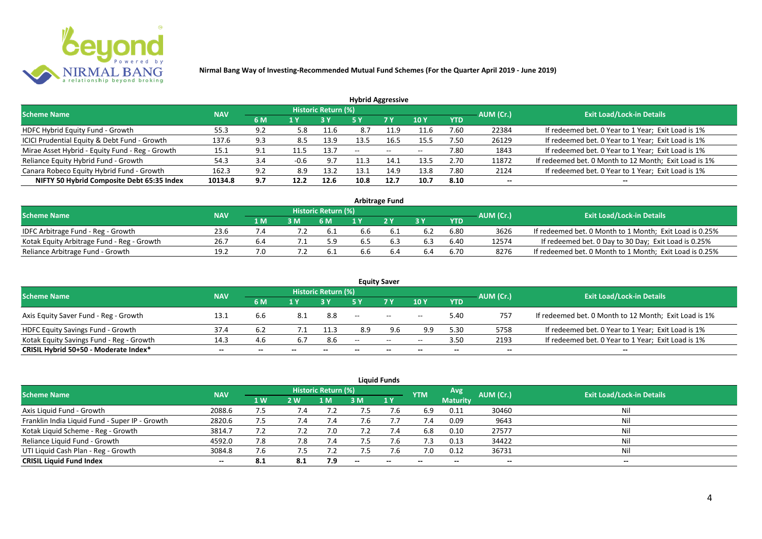**Nirmal Bang Way of Investing-Recommended Mutual Fund Schemes (For the Quarter April 2019 - June 2019)**

## Hybrid Aggressive

| Scheme Name | NAV | Historic Return (%) | | | | | | | AUM (Cr.) | Exit Load/Lock-in Details |
|---|---|---|---|---|---|---|---|---|---|---|
| | | 6 M | 1 Y | 3 Y | 5 Y | 7 Y | 10 Y | YTD | | |
| HDFC Hybrid Equity Fund - Growth | 55.3 | 9.2 | 5.8 | 11.6 | 8.7 | 11.9 | 11.6 | 7.60 | 22384 | If redeemed bet. 0 Year to 1 Year; Exit Load is 1% |
| ICICI Prudential Equity & Debt Fund - Growth | 137.6 | 9.3 | 8.5 | 13.9 | 13.5 | 16.5 | 15.5 | 7.50 | 26129 | If redeemed bet. 0 Year to 1 Year; Exit Load is 1% |
| Mirae Asset Hybrid - Equity Fund - Reg - Growth | 15.1 | 9.1 | 11.5 | 13.7 | -- | -- | -- | 7.80 | 1843 | If redeemed bet. 0 Year to 1 Year; Exit Load is 1% |
| Reliance Equity Hybrid Fund - Growth | 54.3 | 3.4 | -0.6 | 9.7 | 11.3 | 14.1 | 13.5 | 2.70 | 11872 | If redeemed bet. 0 Month to 12 Month; Exit Load is 1% |
| Canara Robeco Equity Hybrid Fund - Growth | 162.3 | 9.2 | 8.9 | 13.2 | 13.1 | 14.9 | 13.8 | 7.80 | 2124 | If redeemed bet. 0 Year to 1 Year; Exit Load is 1% |
| **NIFTY 50 Hybrid Composite Debt 65:35 Index** | **10134.8** | **9.7** | **12.2** | **12.6** | **10.8** | **12.7** | **10.7** | **8.10** | **--** | **--** |

## Arbitrage Fund

| Scheme Name | NAV | Historic Return (%) | | | | | | | AUM (Cr.) | Exit Load/Lock-in Details |
|---|---|---|---|---|---|---|---|---|---|---|
| | | 1 M | 3 M | 6 M | 1 Y | 2 Y | 3 Y | YTD | | |
| IDFC Arbitrage Fund - Reg - Growth | 23.6 | 7.4 | 7.2 | 6.1 | 6.6 | 6.1 | 6.2 | 6.80 | 3626 | If redeemed bet. 0 Month to 1 Month; Exit Load is 0.25% |
| Kotak Equity Arbitrage Fund - Reg - Growth | 26.7 | 6.4 | 7.1 | 5.9 | 6.5 | 6.3 | 6.3 | 6.40 | 12574 | If redeemed bet. 0 Day to 30 Day; Exit Load is 0.25% |
| Reliance Arbitrage Fund - Growth | 19.2 | 7.0 | 7.2 | 6.1 | 6.6 | 6.4 | 6.4 | 6.70 | 8276 | If redeemed bet. 0 Month to 1 Month; Exit Load is 0.25% |

## Equity Saver

| Scheme Name | NAV | Historic Return (%) | | | | | | | AUM (Cr.) | Exit Load/Lock-in Details |
|---|---|---|---|---|---|---|---|---|---|---|
| | | 6 M | 1 Y | 3 Y | 5 Y | 7 Y | 10 Y | YTD | | |
| Axis Equity Saver Fund - Reg - Growth | 13.1 | 6.6 | 8.1 | 8.8 | -- | -- | -- | 5.40 | 757 | If redeemed bet. 0 Month to 12 Month; Exit Load is 1% |
| HDFC Equity Savings Fund - Growth | 37.4 | 6.2 | 7.1 | 11.3 | 8.9 | 9.6 | 9.9 | 5.30 | 5758 | If redeemed bet. 0 Year to 1 Year; Exit Load is 1% |
| Kotak Equity Savings Fund - Reg - Growth | 14.3 | 4.6 | 6.7 | 8.6 | -- | -- | -- | 3.50 | 2193 | If redeemed bet. 0 Year to 1 Year; Exit Load is 1% |
| **CRISIL Hybrid 50+50 - Moderate Index*** | **--** | **--** | **--** | **--** | **--** | **--** | **--** | **--** | **--** | **--** |

## Liquid Funds

| Scheme Name | NAV | Historic Return (%) | | | | | YTM | Avg Maturity | AUM (Cr.) | Exit Load/Lock-in Details |
|---|---|---|---|---|---|---|---|---|---|---|
| | | 1 W | 2 W | 1 M | 3 M | 1 Y | | | | |
| Axis Liquid Fund - Growth | 2088.6 | 7.5 | 7.4 | 7.2 | 7.5 | 7.6 | 6.9 | 0.11 | 30460 | Nil |
| Franklin India Liquid Fund - Super IP - Growth | 2820.6 | 7.5 | 7.4 | 7.4 | 7.6 | 7.7 | 7.4 | 0.09 | 9643 | Nil |
| Kotak Liquid Scheme - Reg - Growth | 3814.7 | 7.2 | 7.2 | 7.0 | 7.2 | 7.4 | 6.8 | 0.10 | 27577 | Nil |
| Reliance Liquid Fund - Growth | 4592.0 | 7.8 | 7.8 | 7.4 | 7.5 | 7.6 | 7.3 | 0.13 | 34422 | Nil |
| UTI Liquid Cash Plan - Reg - Growth | 3084.8 | 7.6 | 7.5 | 7.2 | 7.5 | 7.6 | 7.0 | 0.12 | 36731 | Nil |
| **CRISIL Liquid Fund Index** | **--** | **8.1** | **8.1** | **7.9** | **--** | **--** | **--** | **--** | **--** | **--** |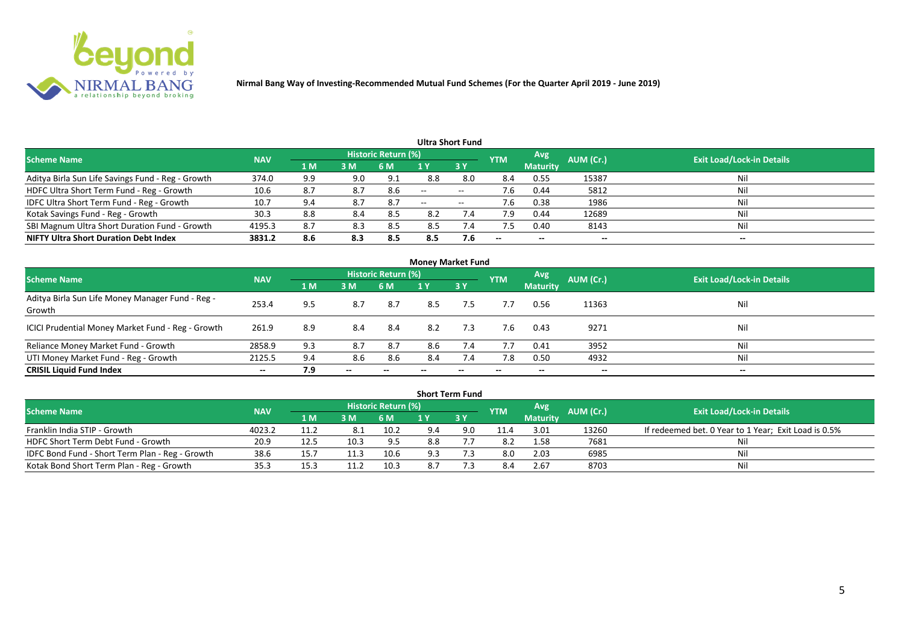**Nirmal Bang Way of Investing-Recommended Mutual Fund Schemes (For the Quarter April 2019 - June 2019)**

### Ultra Short Fund

| Scheme Name | NAV | Historic Return (%) | | | | | YTM | Avg Maturity | AUM (Cr.) | Exit Load/Lock-in Details |
|---|---|---|---|---|---|---|---|---|---|---|
| | | 1 M | 3 M | 6 M | 1 Y | 3 Y | | | | |
| Aditya Birla Sun Life Savings Fund - Reg - Growth | 374.0 | 9.9 | 9.0 | 9.1 | 8.8 | 8.0 | 8.4 | 0.55 | 15387 | Nil |
| HDFC Ultra Short Term Fund - Reg - Growth | 10.6 | 8.7 | 8.7 | 8.6 | -- | -- | 7.6 | 0.44 | 5812 | Nil |
| IDFC Ultra Short Term Fund - Reg - Growth | 10.7 | 9.4 | 8.7 | 8.7 | -- | -- | 7.6 | 0.38 | 1986 | Nil |
| Kotak Savings Fund - Reg - Growth | 30.3 | 8.8 | 8.4 | 8.5 | 8.2 | 7.4 | 7.9 | 0.44 | 12689 | Nil |
| SBI Magnum Ultra Short Duration Fund - Growth | 4195.3 | 8.7 | 8.3 | 8.5 | 8.5 | 7.4 | 7.5 | 0.40 | 8143 | Nil |
| **NIFTY Ultra Short Duration Debt Index** | **3831.2** | **8.6** | **8.3** | **8.5** | **8.5** | **7.6** | -- | -- | -- | -- |

### Money Market Fund

| Scheme Name | NAV | Historic Return (%) | | | | | YTM | Avg Maturity | AUM (Cr.) | Exit Load/Lock-in Details |
|---|---|---|---|---|---|---|---|---|---|---|
| | | 1 M | 3 M | 6 M | 1 Y | 3 Y | | | | |
| Aditya Birla Sun Life Money Manager Fund - Reg - Growth | 253.4 | 9.5 | 8.7 | 8.7 | 8.5 | 7.5 | 7.7 | 0.56 | 11363 | Nil |
| ICICI Prudential Money Market Fund - Reg - Growth | 261.9 | 8.9 | 8.4 | 8.4 | 8.2 | 7.3 | 7.6 | 0.43 | 9271 | Nil |
| Reliance Money Market Fund - Growth | 2858.9 | 9.3 | 8.7 | 8.7 | 8.6 | 7.4 | 7.7 | 0.41 | 3952 | Nil |
| UTI Money Market Fund - Reg - Growth | 2125.5 | 9.4 | 8.6 | 8.6 | 8.4 | 7.4 | 7.8 | 0.50 | 4932 | Nil |
| **CRISIL Liquid Fund Index** | -- | **7.9** | -- | -- | -- | -- | -- | -- | -- | -- |

### Short Term Fund

| Scheme Name | NAV | Historic Return (%) | | | | | YTM | Avg Maturity | AUM (Cr.) | Exit Load/Lock-in Details |
|---|---|---|---|---|---|---|---|---|---|---|
| | | 1 M | 3 M | 6 M | 1 Y | 3 Y | | | | |
| Franklin India STIP - Growth | 4023.2 | 11.2 | 8.1 | 10.2 | 9.4 | 9.0 | 11.4 | 3.01 | 13260 | If redeemed bet. 0 Year to 1 Year; Exit Load is 0.5% |
| HDFC Short Term Debt Fund - Growth | 20.9 | 12.5 | 10.3 | 9.5 | 8.8 | 7.7 | 8.2 | 1.58 | 7681 | Nil |
| IDFC Bond Fund - Short Term Plan - Reg - Growth | 38.6 | 15.7 | 11.3 | 10.6 | 9.3 | 7.3 | 8.0 | 2.03 | 6985 | Nil |
| Kotak Bond Short Term Plan - Reg - Growth | 35.3 | 15.3 | 11.2 | 10.3 | 8.7 | 7.3 | 8.4 | 2.67 | 8703 | Nil |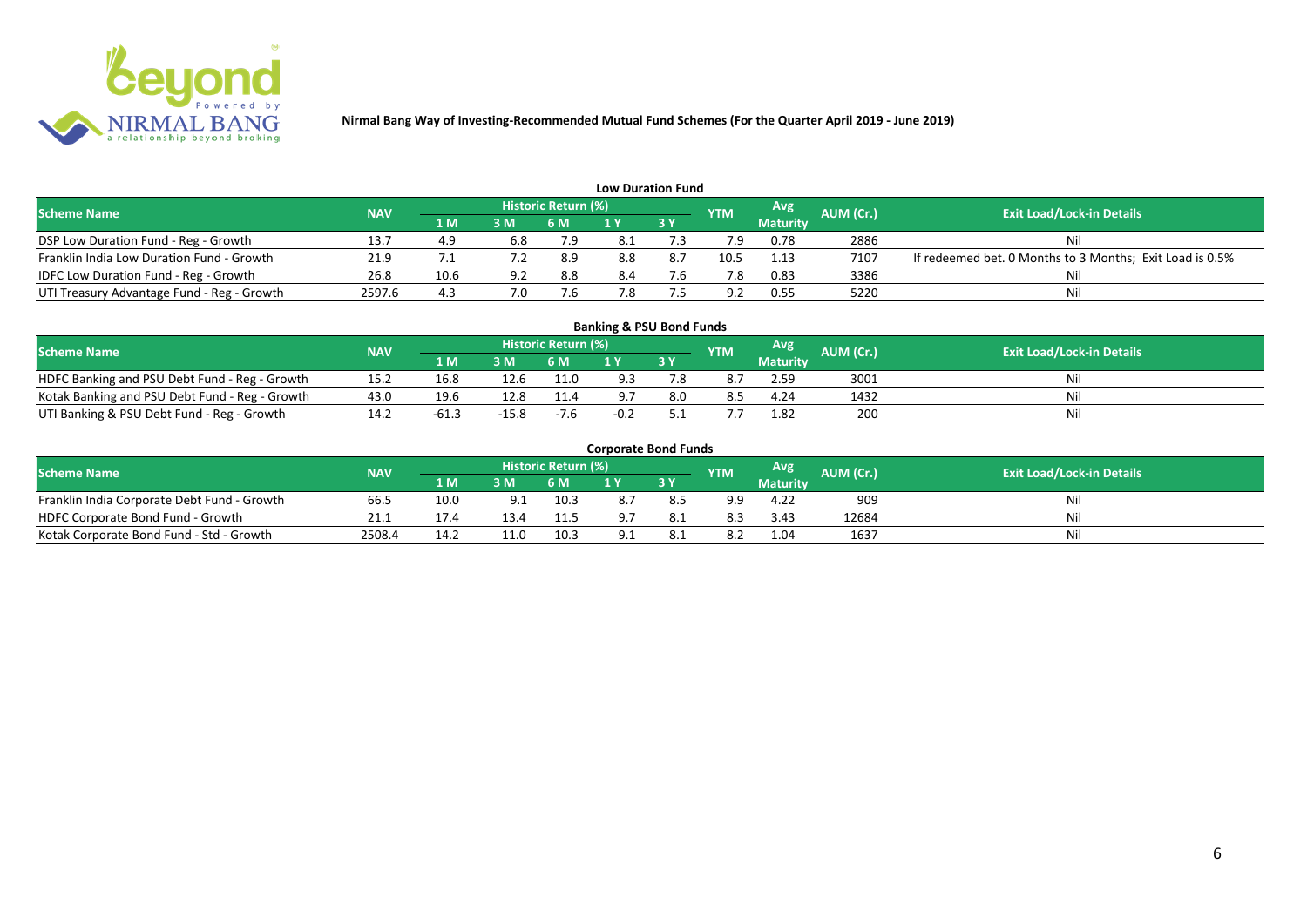**Nirmal Bang Way of Investing-Recommended Mutual Fund Schemes (For the Quarter April 2019 - June 2019)**

## Low Duration Fund

| Scheme Name | NAV | Historic Return (%) | | | | | YTM | Avg Maturity | AUM (Cr.) | Exit Load/Lock-in Details |
|---|---|---|---|---|---|---|---|---|---|---|
| | | 1 M | 3 M | 6 M | 1 Y | 3 Y | | | | |
| DSP Low Duration Fund - Reg - Growth | 13.7 | 4.9 | 6.8 | 7.9 | 8.1 | 7.3 | 7.9 | 0.78 | 2886 | Nil |
| Franklin India Low Duration Fund - Growth | 21.9 | 7.1 | 7.2 | 8.9 | 8.8 | 8.7 | 10.5 | 1.13 | 7107 | If redeemed bet. 0 Months to 3 Months; Exit Load is 0.5% |
| IDFC Low Duration Fund - Reg - Growth | 26.8 | 10.6 | 9.2 | 8.8 | 8.4 | 7.6 | 7.8 | 0.83 | 3386 | Nil |
| UTI Treasury Advantage Fund - Reg - Growth | 2597.6 | 4.3 | 7.0 | 7.6 | 7.8 | 7.5 | 9.2 | 0.55 | 5220 | Nil |

## Banking & PSU Bond Funds

| Scheme Name | NAV | Historic Return (%) | | | | | YTM | Avg Maturity | AUM (Cr.) | Exit Load/Lock-in Details |
|---|---|---|---|---|---|---|---|---|---|---|
| | | 1 M | 3 M | 6 M | 1 Y | 3 Y | | | | |
| HDFC Banking and PSU Debt Fund - Reg - Growth | 15.2 | 16.8 | 12.6 | 11.0 | 9.3 | 7.8 | 8.7 | 2.59 | 3001 | Nil |
| Kotak Banking and PSU Debt Fund - Reg - Growth | 43.0 | 19.6 | 12.8 | 11.4 | 9.7 | 8.0 | 8.5 | 4.24 | 1432 | Nil |
| UTI Banking & PSU Debt Fund - Reg - Growth | 14.2 | -61.3 | -15.8 | -7.6 | -0.2 | 5.1 | 7.7 | 1.82 | 200 | Nil |

## Corporate Bond Funds

| Scheme Name | NAV | Historic Return (%) | | | | | YTM | Avg Maturity | AUM (Cr.) | Exit Load/Lock-in Details |
|---|---|---|---|---|---|---|---|---|---|---|
| | | 1 M | 3 M | 6 M | 1 Y | 3 Y | | | | |
| Franklin India Corporate Debt Fund - Growth | 66.5 | 10.0 | 9.1 | 10.3 | 8.7 | 8.5 | 9.9 | 4.22 | 909 | Nil |
| HDFC Corporate Bond Fund - Growth | 21.1 | 17.4 | 13.4 | 11.5 | 9.7 | 8.1 | 8.3 | 3.43 | 12684 | Nil |
| Kotak Corporate Bond Fund - Std - Growth | 2508.4 | 14.2 | 11.0 | 10.3 | 9.1 | 8.1 | 8.2 | 1.04 | 1637 | Nil |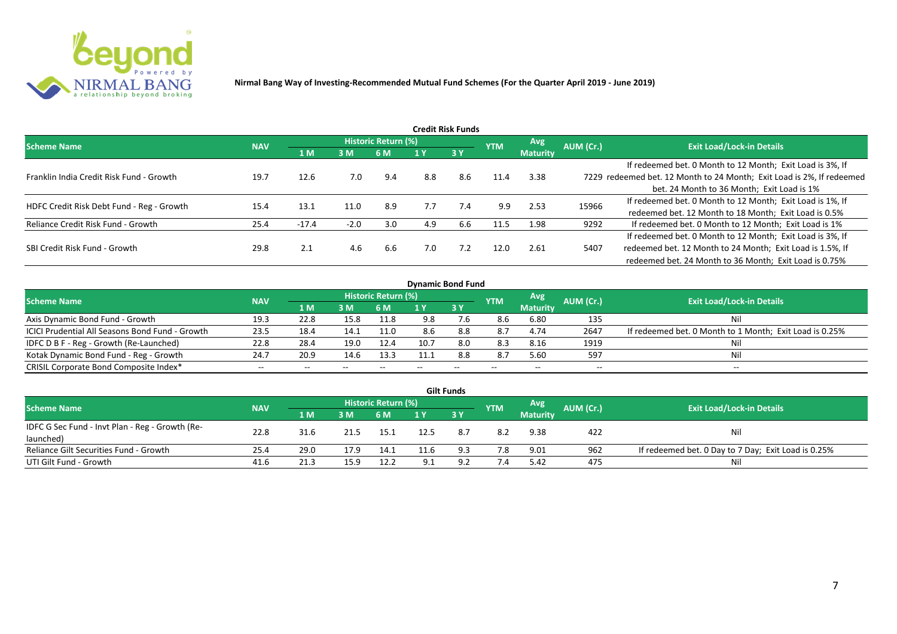**Nirmal Bang Way of Investing-Recommended Mutual Fund Schemes (For the Quarter April 2019 - June 2019)**

## Credit Risk Funds

| Scheme Name | NAV | Historic Return (%) | | | | | YTM | Avg Maturity | AUM (Cr.) | Exit Load/Lock-in Details |
|---|---|---|---|---|---|---|---|---|---|---|
| | | 1 M | 3 M | 6 M | 1 Y | 3 Y | | | | |
| Franklin India Credit Risk Fund - Growth | 19.7 | 12.6 | 7.0 | 9.4 | 8.8 | 8.6 | 11.4 | 3.38 | 7229 | If redeemed bet. 0 Month to 12 Month; Exit Load is 3%, If redeemed bet. 12 Month to 24 Month; Exit Load is 2%, If redeemed bet. 24 Month to 36 Month; Exit Load is 1% |
| HDFC Credit Risk Debt Fund - Reg - Growth | 15.4 | 13.1 | 11.0 | 8.9 | 7.7 | 7.4 | 9.9 | 2.53 | 15966 | If redeemed bet. 0 Month to 12 Month; Exit Load is 1%, If redeemed bet. 12 Month to 18 Month; Exit Load is 0.5% |
| Reliance Credit Risk Fund - Growth | 25.4 | -17.4 | -2.0 | 3.0 | 4.9 | 6.6 | 11.5 | 1.98 | 9292 | If redeemed bet. 0 Month to 12 Month; Exit Load is 1% |
| SBI Credit Risk Fund - Growth | 29.8 | 2.1 | 4.6 | 6.6 | 7.0 | 7.2 | 12.0 | 2.61 | 5407 | If redeemed bet. 0 Month to 12 Month; Exit Load is 3%, If redeemed bet. 12 Month to 24 Month; Exit Load is 1.5%, If redeemed bet. 24 Month to 36 Month; Exit Load is 0.75% |

## Dynamic Bond Fund

| Scheme Name | NAV | Historic Return (%) | | | | | YTM | Avg Maturity | AUM (Cr.) | Exit Load/Lock-in Details |
|---|---|---|---|---|---|---|---|---|---|---|
| | | 1 M | 3 M | 6 M | 1 Y | 3 Y | | | | |
| Axis Dynamic Bond Fund - Growth | 19.3 | 22.8 | 15.8 | 11.8 | 9.8 | 7.6 | 8.6 | 6.80 | 135 | Nil |
| ICICI Prudential All Seasons Bond Fund - Growth | 23.5 | 18.4 | 14.1 | 11.0 | 8.6 | 8.8 | 8.7 | 4.74 | 2647 | If redeemed bet. 0 Month to 1 Month; Exit Load is 0.25% |
| IDFC D B F - Reg - Growth (Re-Launched) | 22.8 | 28.4 | 19.0 | 12.4 | 10.7 | 8.0 | 8.3 | 8.16 | 1919 | Nil |
| Kotak Dynamic Bond Fund - Reg - Growth | 24.7 | 20.9 | 14.6 | 13.3 | 11.1 | 8.8 | 8.7 | 5.60 | 597 | Nil |
| CRISIL Corporate Bond Composite Index* | -- | -- | -- | -- | -- | -- | -- | -- | -- | -- |

## Gilt Funds

| Scheme Name | NAV | Historic Return (%) | | | | | YTM | Avg Maturity | AUM (Cr.) | Exit Load/Lock-in Details |
|---|---|---|---|---|---|---|---|---|---|---|
| | | 1 M | 3 M | 6 M | 1 Y | 3 Y | | | | |
| IDFC G Sec Fund - Invt Plan - Reg - Growth (Re-launched) | 22.8 | 31.6 | 21.5 | 15.1 | 12.5 | 8.7 | 8.2 | 9.38 | 422 | Nil |
| Reliance Gilt Securities Fund - Growth | 25.4 | 29.0 | 17.9 | 14.1 | 11.6 | 9.3 | 7.8 | 9.01 | 962 | If redeemed bet. 0 Day to 7 Day; Exit Load is 0.25% |
| UTI Gilt Fund - Growth | 41.6 | 21.3 | 15.9 | 12.2 | 9.1 | 9.2 | 7.4 | 5.42 | 475 | Nil |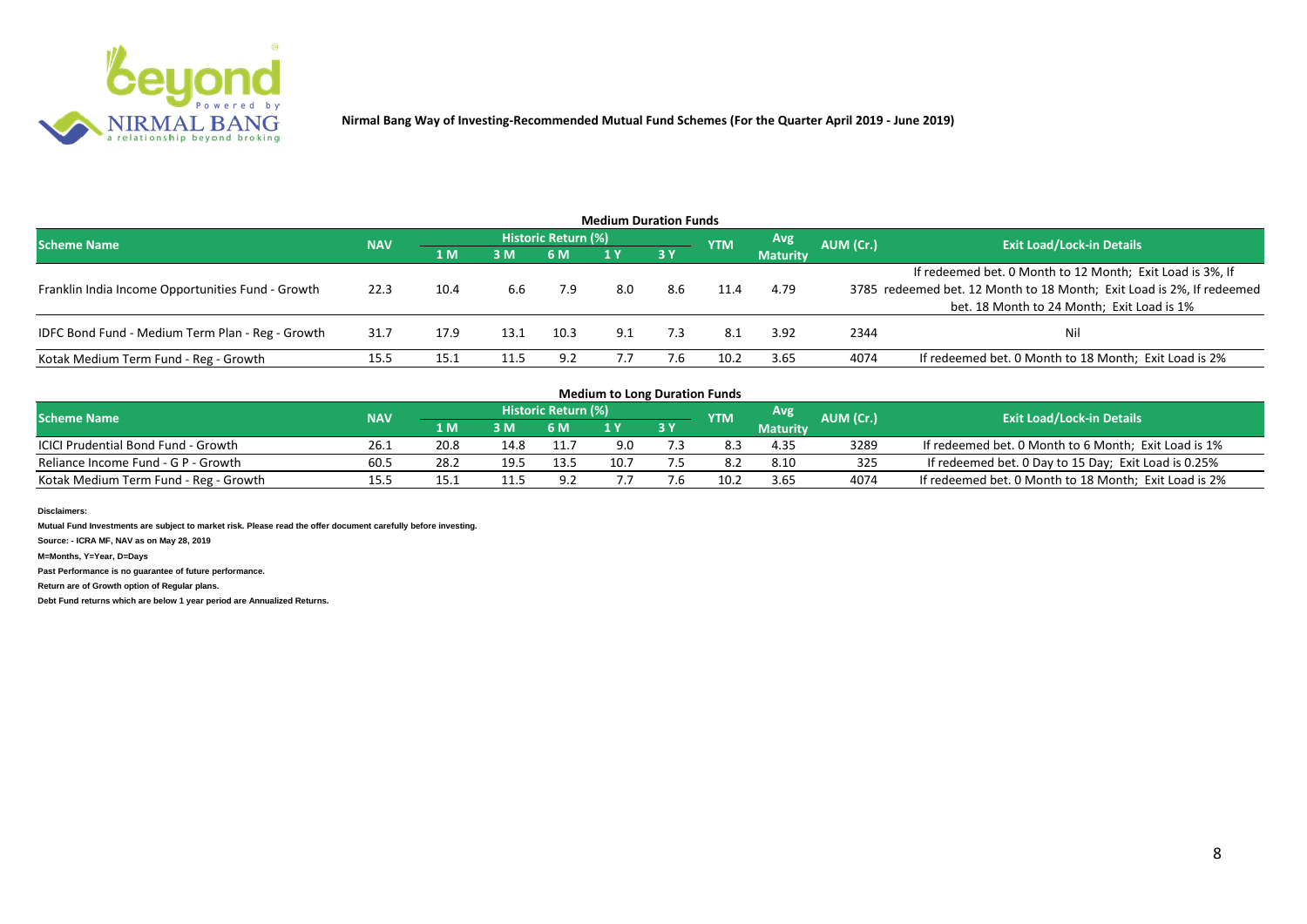Nirmal Bang Way of Investing-Recommended Mutual Fund Schemes (For the Quarter April 2019 - June 2019)

**Medium Duration Funds**

| Scheme Name | NAV | Historic Return (%) | | | | | YTM | Avg Maturity | AUM (Cr.) | Exit Load/Lock-in Details |
|---|---|---|---|---|---|---|---|---|---|---|
| | | 1 M | 3 M | 6 M | 1 Y | 3 Y | | | | |
| Franklin India Income Opportunities Fund - Growth | 22.3 | 10.4 | 6.6 | 7.9 | 8.0 | 8.6 | 11.4 | 4.79 | 3785 | If redeemed bet. 0 Month to 12 Month; Exit Load is 3%, If redeemed bet. 12 Month to 18 Month; Exit Load is 2%, If redeemed bet. 18 Month to 24 Month; Exit Load is 1% |
| IDFC Bond Fund - Medium Term Plan - Reg - Growth | 31.7 | 17.9 | 13.1 | 10.3 | 9.1 | 7.3 | 8.1 | 3.92 | 2344 | Nil |
| Kotak Medium Term Fund - Reg - Growth | 15.5 | 15.1 | 11.5 | 9.2 | 7.7 | 7.6 | 10.2 | 3.65 | 4074 | If redeemed bet. 0 Month to 18 Month; Exit Load is 2% |

**Medium to Long Duration Funds**

| Scheme Name | NAV | Historic Return (%) | | | | | YTM | Avg Maturity | AUM (Cr.) | Exit Load/Lock-in Details |
|---|---|---|---|---|---|---|---|---|---|---|
| | | 1 M | 3 M | 6 M | 1 Y | 3 Y | | | | |
| ICICI Prudential Bond Fund - Growth | 26.1 | 20.8 | 14.8 | 11.7 | 9.0 | 7.3 | 8.3 | 4.35 | 3289 | If redeemed bet. 0 Month to 6 Month; Exit Load is 1% |
| Reliance Income Fund - G P - Growth | 60.5 | 28.2 | 19.5 | 13.5 | 10.7 | 7.5 | 8.2 | 8.10 | 325 | If redeemed bet. 0 Day to 15 Day; Exit Load is 0.25% |
| Kotak Medium Term Fund - Reg - Growth | 15.5 | 15.1 | 11.5 | 9.2 | 7.7 | 7.6 | 10.2 | 3.65 | 4074 | If redeemed bet. 0 Month to 18 Month; Exit Load is 2% |

**Disclaimers:**

**Mutual Fund Investments are subject to market risk. Please read the offer document carefully before investing.**

**Source: - ICRA MF, NAV as on May 28, 2019**

**M=Months, Y=Year, D=Days**

**Past Performance is no guarantee of future performance.**

**Return are of Growth option of Regular plans.**

**Debt Fund returns which are below 1 year period are Annualized Returns.**